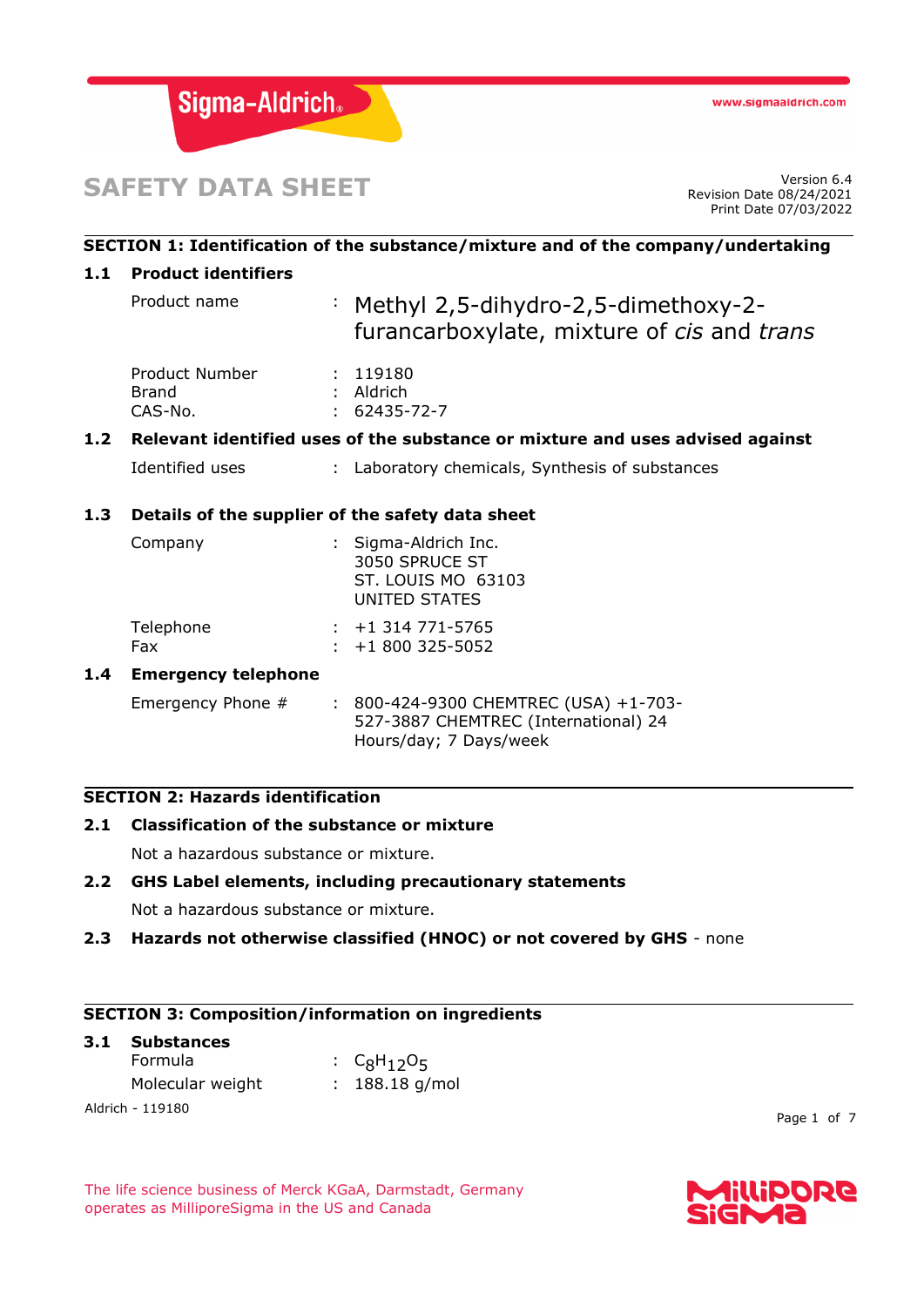Sigma-Aldrich®

www.sigmaaldrich.com

# SAFETY DATA SHEET

Version 6.4
Revision Date 08/24/2021
Print Date 07/03/2022

## SECTION 1: Identification of the substance/mixture and of the company/undertaking

### 1.1 Product identifiers

Product name : Methyl 2,5-dihydro-2,5-dimethoxy-2-furancarboxylate, mixture of *cis* and *trans*

Product Number : 119180
Brand : Aldrich
CAS-No. : 62435-72-7

### 1.2 Relevant identified uses of the substance or mixture and uses advised against

Identified uses : Laboratory chemicals, Synthesis of substances

### 1.3 Details of the supplier of the safety data sheet

Company : Sigma-Aldrich Inc.
3050 SPRUCE ST
ST. LOUIS MO 63103
UNITED STATES

Telephone : +1 314 771-5765
Fax : +1 800 325-5052

### 1.4 Emergency telephone

Emergency Phone # : 800-424-9300 CHEMTREC (USA) +1-703-527-3887 CHEMTREC (International) 24 Hours/day; 7 Days/week

## SECTION 2: Hazards identification

### 2.1 Classification of the substance or mixture

Not a hazardous substance or mixture.

### 2.2 GHS Label elements, including precautionary statements

Not a hazardous substance or mixture.

### 2.3 Hazards not otherwise classified (HNOC) or not covered by GHS - none

## SECTION 3: Composition/information on ingredients

### 3.1 Substances

Formula : $C_8H_{12}O_5$
Molecular weight : 188.18 g/mol

The life science business of Merck KGaA, Darmstadt, Germany operates as MilliporeSigma in the US and Canada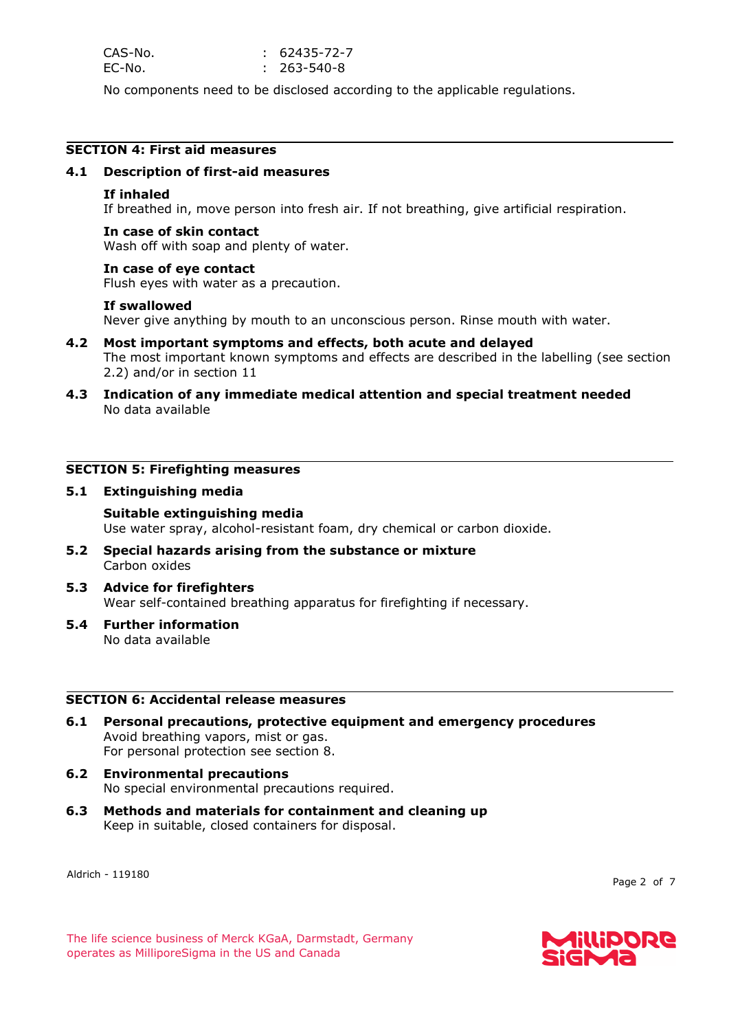CAS-No. : 62435-72-7
EC-No. : 263-540-8

No components need to be disclosed according to the applicable regulations.

## SECTION 4: First aid measures

### 4.1 Description of first-aid measures

**If inhaled**
If breathed in, move person into fresh air. If not breathing, give artificial respiration.

**In case of skin contact**
Wash off with soap and plenty of water.

**In case of eye contact**
Flush eyes with water as a precaution.

**If swallowed**
Never give anything by mouth to an unconscious person. Rinse mouth with water.

### 4.2 Most important symptoms and effects, both acute and delayed

The most important known symptoms and effects are described in the labelling (see section 2.2) and/or in section 11

### 4.3 Indication of any immediate medical attention and special treatment needed

No data available

## SECTION 5: Firefighting measures

### 5.1 Extinguishing media

**Suitable extinguishing media**
Use water spray, alcohol-resistant foam, dry chemical or carbon dioxide.

### 5.2 Special hazards arising from the substance or mixture

Carbon oxides

### 5.3 Advice for firefighters

Wear self-contained breathing apparatus for firefighting if necessary.

### 5.4 Further information

No data available

## SECTION 6: Accidental release measures

### 6.1 Personal precautions, protective equipment and emergency procedures

Avoid breathing vapors, mist or gas.
For personal protection see section 8.

### 6.2 Environmental precautions

No special environmental precautions required.

### 6.3 Methods and materials for containment and cleaning up

Keep in suitable, closed containers for disposal.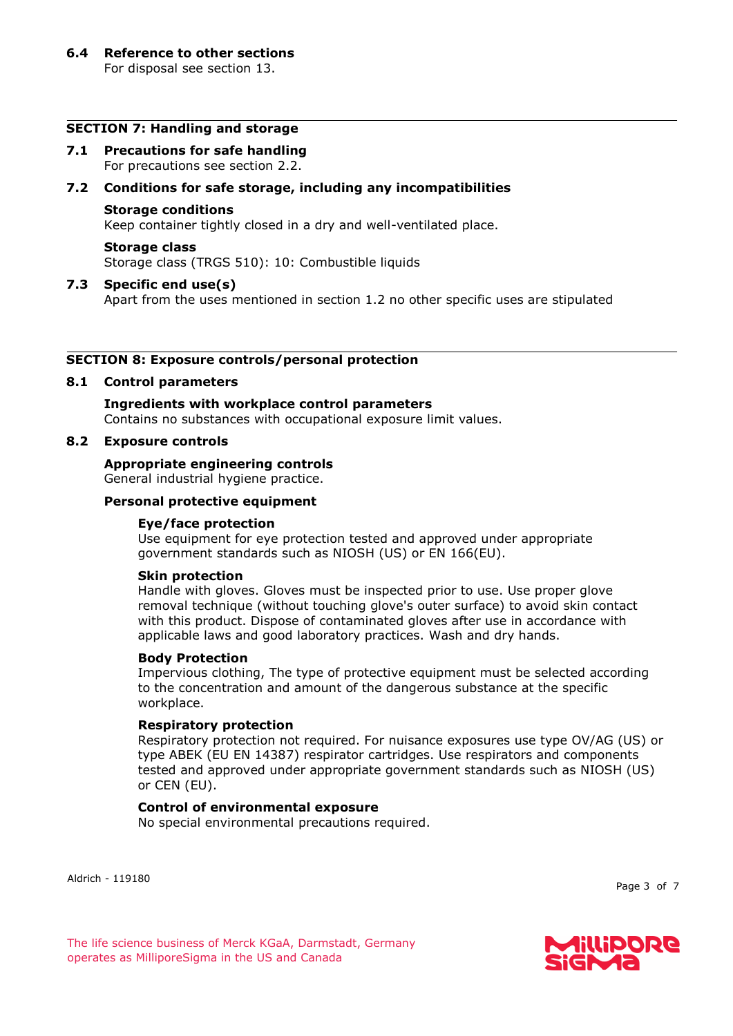### 6.4 Reference to other sections

For disposal see section 13.

## SECTION 7: Handling and storage

### 7.1 Precautions for safe handling

For precautions see section 2.2.

### 7.2 Conditions for safe storage, including any incompatibilities

**Storage conditions**

Keep container tightly closed in a dry and well-ventilated place.

**Storage class**

Storage class (TRGS 510): 10: Combustible liquids

### 7.3 Specific end use(s)

Apart from the uses mentioned in section 1.2 no other specific uses are stipulated

## SECTION 8: Exposure controls/personal protection

### 8.1 Control parameters

**Ingredients with workplace control parameters**

Contains no substances with occupational exposure limit values.

### 8.2 Exposure controls

**Appropriate engineering controls**

General industrial hygiene practice.

**Personal protective equipment**

**Eye/face protection**

Use equipment for eye protection tested and approved under appropriate government standards such as NIOSH (US) or EN 166(EU).

**Skin protection**

Handle with gloves. Gloves must be inspected prior to use. Use proper glove removal technique (without touching glove's outer surface) to avoid skin contact with this product. Dispose of contaminated gloves after use in accordance with applicable laws and good laboratory practices. Wash and dry hands.

**Body Protection**

Impervious clothing, The type of protective equipment must be selected according to the concentration and amount of the dangerous substance at the specific workplace.

**Respiratory protection**

Respiratory protection not required. For nuisance exposures use type OV/AG (US) or type ABEK (EU EN 14387) respirator cartridges. Use respirators and components tested and approved under appropriate government standards such as NIOSH (US) or CEN (EU).

**Control of environmental exposure**

No special environmental precautions required.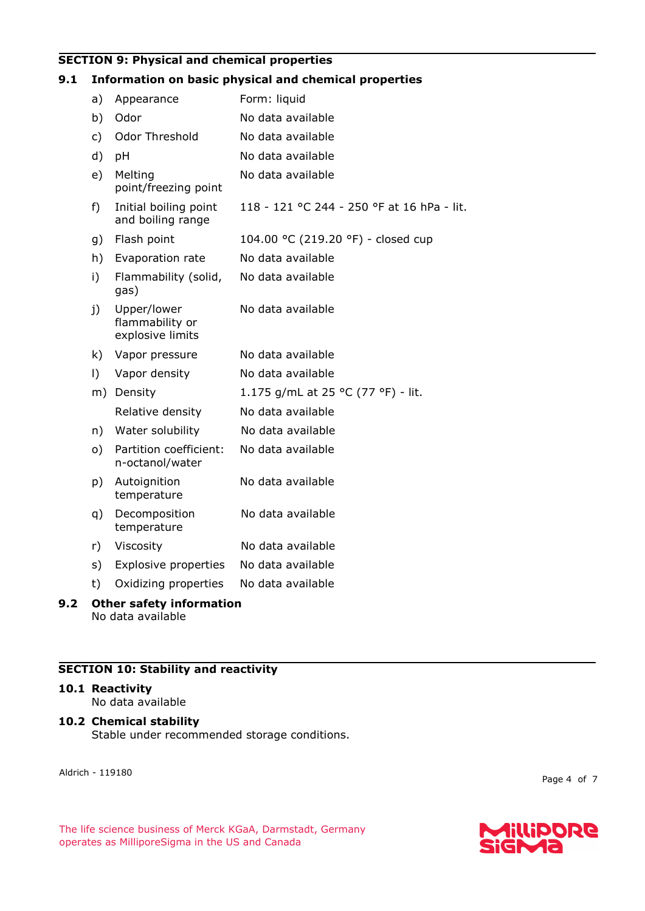## SECTION 9: Physical and chemical properties

### 9.1 Information on basic physical and chemical properties

| | Property | Value |
|---|---|---|
| a) | Appearance | Form: liquid |
| b) | Odor | No data available |
| c) | Odor Threshold | No data available |
| d) | pH | No data available |
| e) | Melting point/freezing point | No data available |
| f) | Initial boiling point and boiling range | 118 - 121 °C 244 - 250 °F at 16 hPa - lit. |
| g) | Flash point | 104.00 °C (219.20 °F) - closed cup |
| h) | Evaporation rate | No data available |
| i) | Flammability (solid, gas) | No data available |
| j) | Upper/lower flammability or explosive limits | No data available |
| k) | Vapor pressure | No data available |
| l) | Vapor density | No data available |
| m) | Density | 1.175 g/mL at 25 °C (77 °F) - lit. |
| | Relative density | No data available |
| n) | Water solubility | No data available |
| o) | Partition coefficient: n-octanol/water | No data available |
| p) | Autoignition temperature | No data available |
| q) | Decomposition temperature | No data available |
| r) | Viscosity | No data available |
| s) | Explosive properties | No data available |
| t) | Oxidizing properties | No data available |

### 9.2 Other safety information

No data available

## SECTION 10: Stability and reactivity

### 10.1 Reactivity

No data available

### 10.2 Chemical stability

Stable under recommended storage conditions.

Aldrich - 119180

The life science business of Merck KGaA, Darmstadt, Germany operates as MilliporeSigma in the US and Canada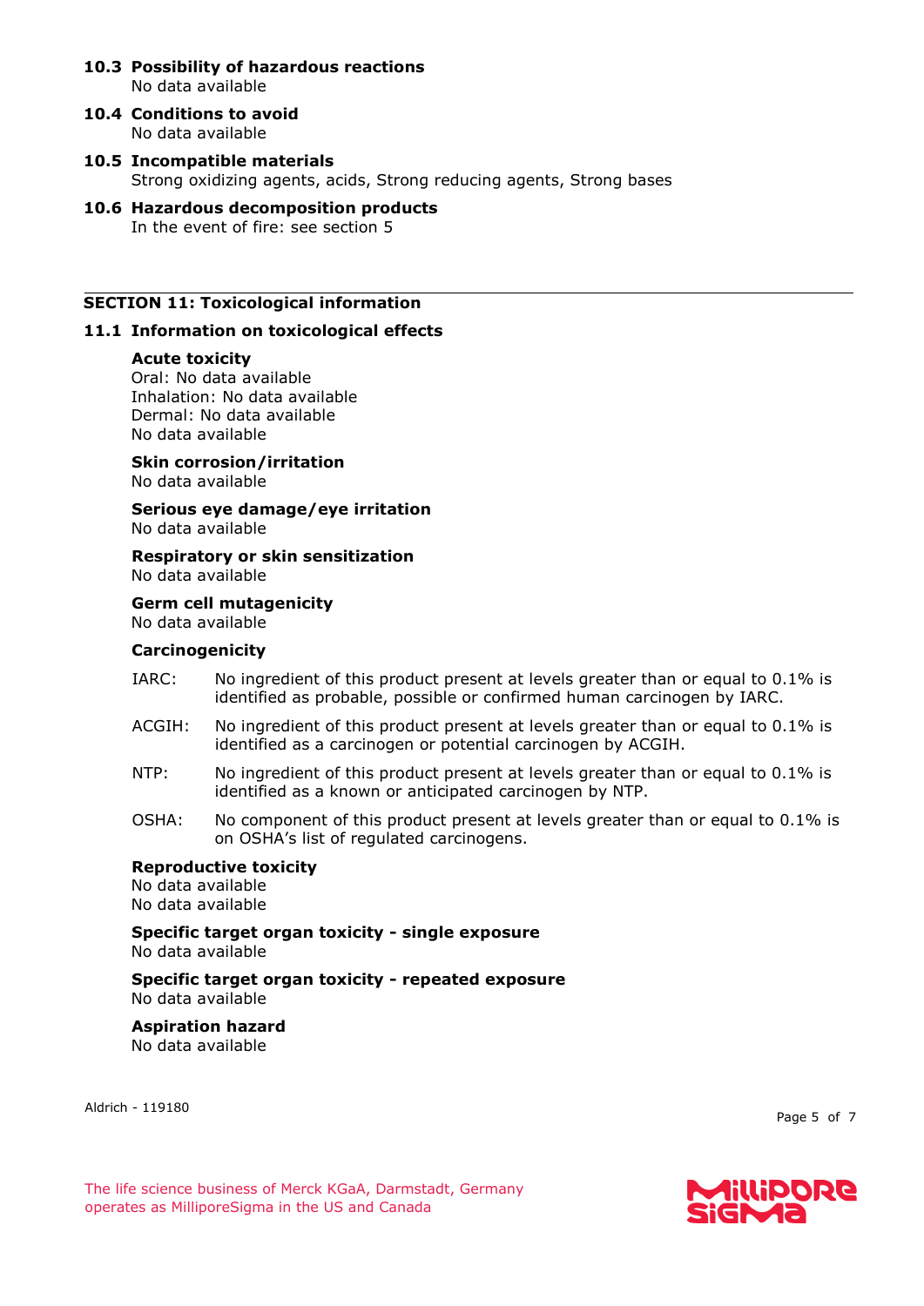**10.3 Possibility of hazardous reactions**
No data available

**10.4 Conditions to avoid**
No data available

**10.5 Incompatible materials**
Strong oxidizing agents, acids, Strong reducing agents, Strong bases

**10.6 Hazardous decomposition products**
In the event of fire: see section 5

## SECTION 11: Toxicological information

### 11.1 Information on toxicological effects

**Acute toxicity**
Oral: No data available
Inhalation: No data available
Dermal: No data available
No data available

**Skin corrosion/irritation**
No data available

**Serious eye damage/eye irritation**
No data available

**Respiratory or skin sensitization**
No data available

**Germ cell mutagenicity**
No data available

**Carcinogenicity**

IARC: No ingredient of this product present at levels greater than or equal to 0.1% is identified as probable, possible or confirmed human carcinogen by IARC.

ACGIH: No ingredient of this product present at levels greater than or equal to 0.1% is identified as a carcinogen or potential carcinogen by ACGIH.

NTP: No ingredient of this product present at levels greater than or equal to 0.1% is identified as a known or anticipated carcinogen by NTP.

OSHA: No component of this product present at levels greater than or equal to 0.1% is on OSHA's list of regulated carcinogens.

**Reproductive toxicity**
No data available
No data available

**Specific target organ toxicity - single exposure**
No data available

**Specific target organ toxicity - repeated exposure**
No data available

**Aspiration hazard**
No data available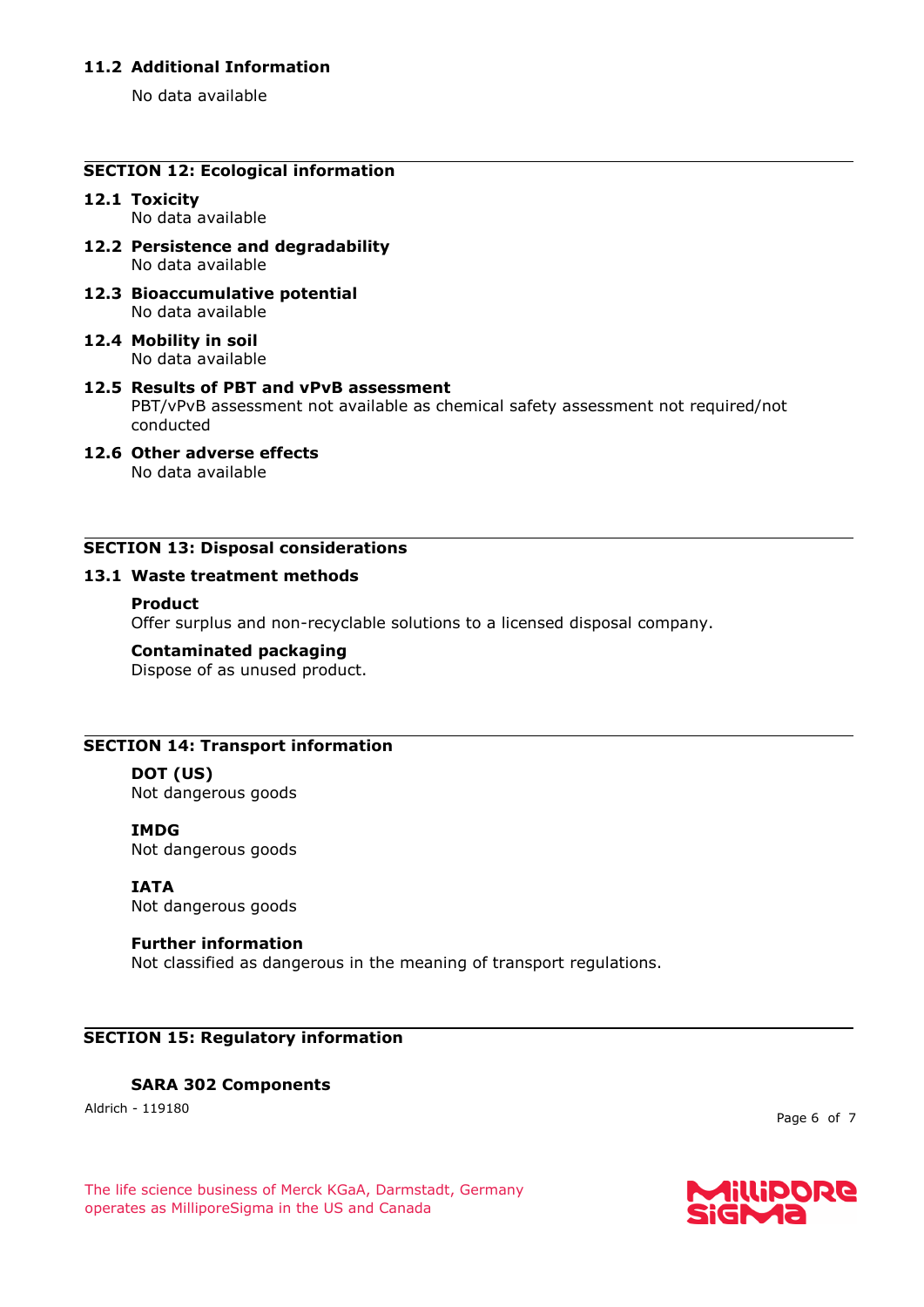### 11.2 Additional Information

No data available

## SECTION 12: Ecological information

### 12.1 Toxicity

No data available

### 12.2 Persistence and degradability

No data available

### 12.3 Bioaccumulative potential

No data available

### 12.4 Mobility in soil

No data available

### 12.5 Results of PBT and vPvB assessment

PBT/vPvB assessment not available as chemical safety assessment not required/not conducted

### 12.6 Other adverse effects

No data available

## SECTION 13: Disposal considerations

### 13.1 Waste treatment methods

**Product**

Offer surplus and non-recyclable solutions to a licensed disposal company.

**Contaminated packaging**

Dispose of as unused product.

## SECTION 14: Transport information

**DOT (US)**

Not dangerous goods

**IMDG**

Not dangerous goods

**IATA**

Not dangerous goods

**Further information**

Not classified as dangerous in the meaning of transport regulations.

## SECTION 15: Regulatory information

**SARA 302 Components**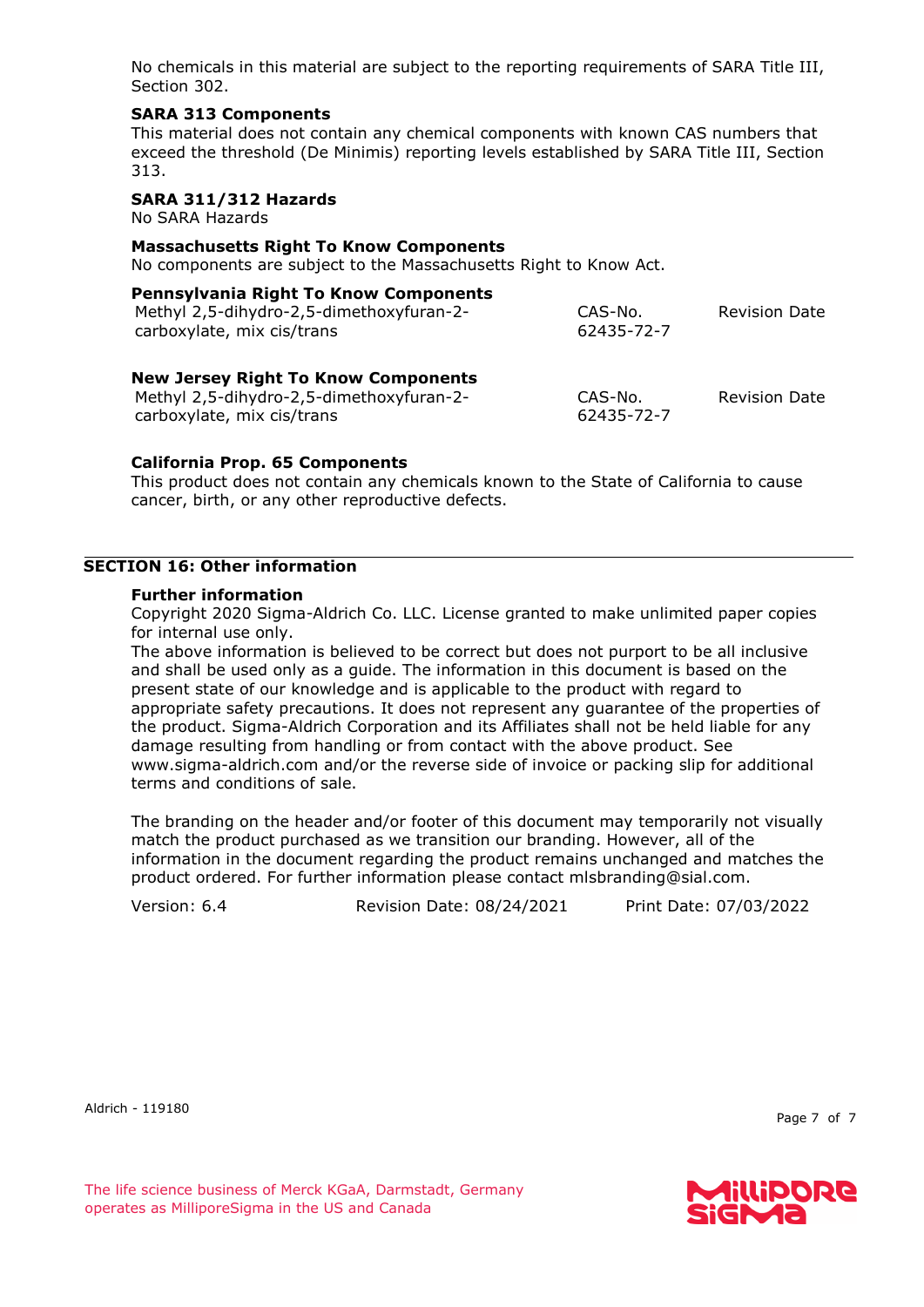No chemicals in this material are subject to the reporting requirements of SARA Title III, Section 302.

**SARA 313 Components**

This material does not contain any chemical components with known CAS numbers that exceed the threshold (De Minimis) reporting levels established by SARA Title III, Section 313.

**SARA 311/312 Hazards**

No SARA Hazards

**Massachusetts Right To Know Components**

No components are subject to the Massachusetts Right to Know Act.

**Pennsylvania Right To Know Components**

| | | |
|---|---|---|
| Methyl 2,5-dihydro-2,5-dimethoxyfuran-2-carboxylate, mix cis/trans | CAS-No. 62435-72-7 | Revision Date |

**New Jersey Right To Know Components**

| | | |
|---|---|---|
| Methyl 2,5-dihydro-2,5-dimethoxyfuran-2-carboxylate, mix cis/trans | CAS-No. 62435-72-7 | Revision Date |

**California Prop. 65 Components**

This product does not contain any chemicals known to the State of California to cause cancer, birth, or any other reproductive defects.

## SECTION 16: Other information

**Further information**

Copyright 2020 Sigma-Aldrich Co. LLC. License granted to make unlimited paper copies for internal use only.
The above information is believed to be correct but does not purport to be all inclusive and shall be used only as a guide. The information in this document is based on the present state of our knowledge and is applicable to the product with regard to appropriate safety precautions. It does not represent any guarantee of the properties of the product. Sigma-Aldrich Corporation and its Affiliates shall not be held liable for any damage resulting from handling or from contact with the above product. See www.sigma-aldrich.com and/or the reverse side of invoice or packing slip for additional terms and conditions of sale.

The branding on the header and/or footer of this document may temporarily not visually match the product purchased as we transition our branding. However, all of the information in the document regarding the product remains unchanged and matches the product ordered. For further information please contact mlsbranding@sial.com.

Version: 6.4 Revision Date: 08/24/2021 Print Date: 07/03/2022